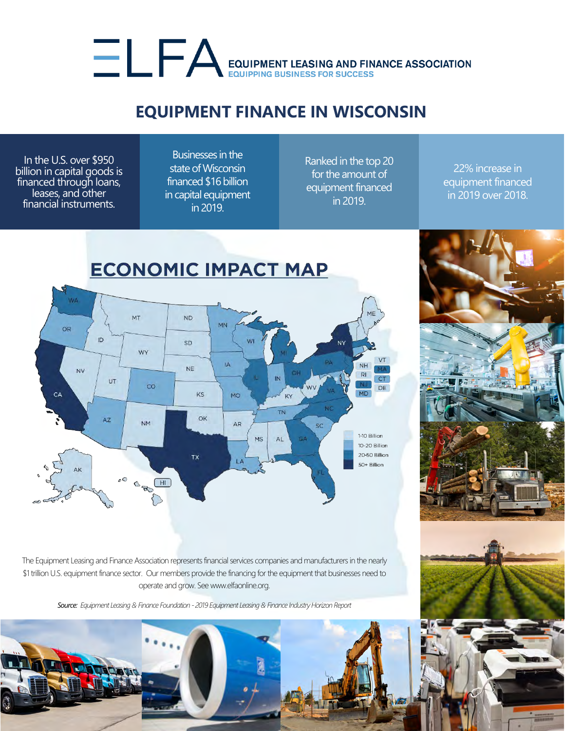# ELFA

EQUIPMENT LEASING AND FINANCE ASSOCIATION

EQUIPPING BUSINESS FOR SUCCESS

## EQUIPMENT FINANCE IN WISCONSIN

In the U.S. over $950 billion in capital goods is financed through loans, leases, and other financial instruments.

Businesses in the state of Wisconsin financed $16 billion in capital equipment in 2019.

Ranked in the top 20 for the amount of equipment financed in 2019.

22% increase in equipment financed in 2019 over 2018.

## ECONOMIC IMPACT MAP

- 1-10 Billion
- 10-20 Billion
- 20-50 Billion
- 50+ Billion

The Equipment Leasing and Finance Association represents financial services companies and manufacturers in the nearly $1 trillion U.S. equipment finance sector. Our members provide the financing for the equipment that businesses need to operate and grow. See www.elfaonline.org.

*Source: Equipment Leasing & Finance Foundation - 2019 Equipment Leasing & Finance Industry Horizon Report*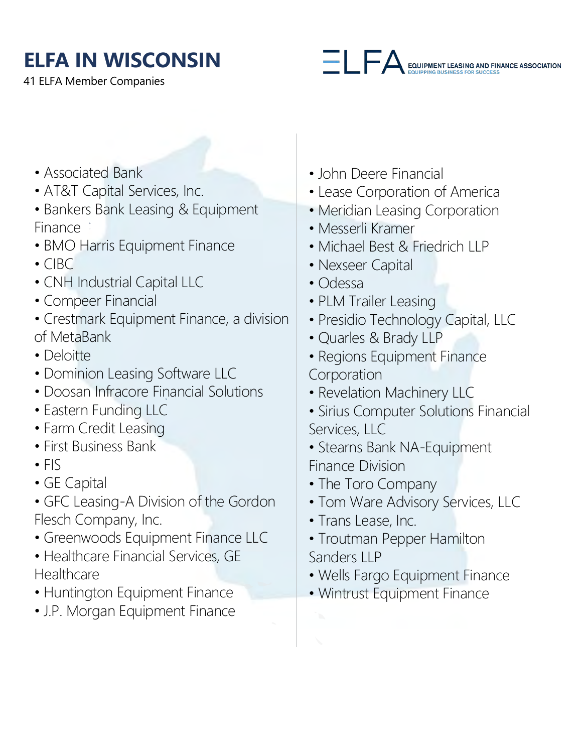# ELFA IN WISCONSIN

41 ELFA Member Companies

EQUIPMENT LEASING AND FINANCE ASSOCIATION
EQUIPPING BUSINESS FOR SUCCESS

- Associated Bank
- AT&T Capital Services, Inc.
- Bankers Bank Leasing & Equipment Finance
- BMO Harris Equipment Finance
- CIBC
- CNH Industrial Capital LLC
- Compeer Financial
- Crestmark Equipment Finance, a division of MetaBank
- Deloitte
- Dominion Leasing Software LLC
- Doosan Infracore Financial Solutions
- Eastern Funding LLC
- Farm Credit Leasing
- First Business Bank
- FIS
- GE Capital
- GFC Leasing-A Division of the Gordon Flesch Company, Inc.
- Greenwoods Equipment Finance LLC
- Healthcare Financial Services, GE Healthcare
- Huntington Equipment Finance
- J.P. Morgan Equipment Finance
- John Deere Financial
- Lease Corporation of America
- Meridian Leasing Corporation
- Messerli Kramer
- Michael Best & Friedrich LLP
- Nexseer Capital
- Odessa
- PLM Trailer Leasing
- Presidio Technology Capital, LLC
- Quarles & Brady LLP
- Regions Equipment Finance Corporation
- Revelation Machinery LLC
- Sirius Computer Solutions Financial Services, LLC
- Stearns Bank NA-Equipment Finance Division
- The Toro Company
- Tom Ware Advisory Services, LLC
- Trans Lease, Inc.
- Troutman Pepper Hamilton Sanders LLP
- Wells Fargo Equipment Finance
- Wintrust Equipment Finance